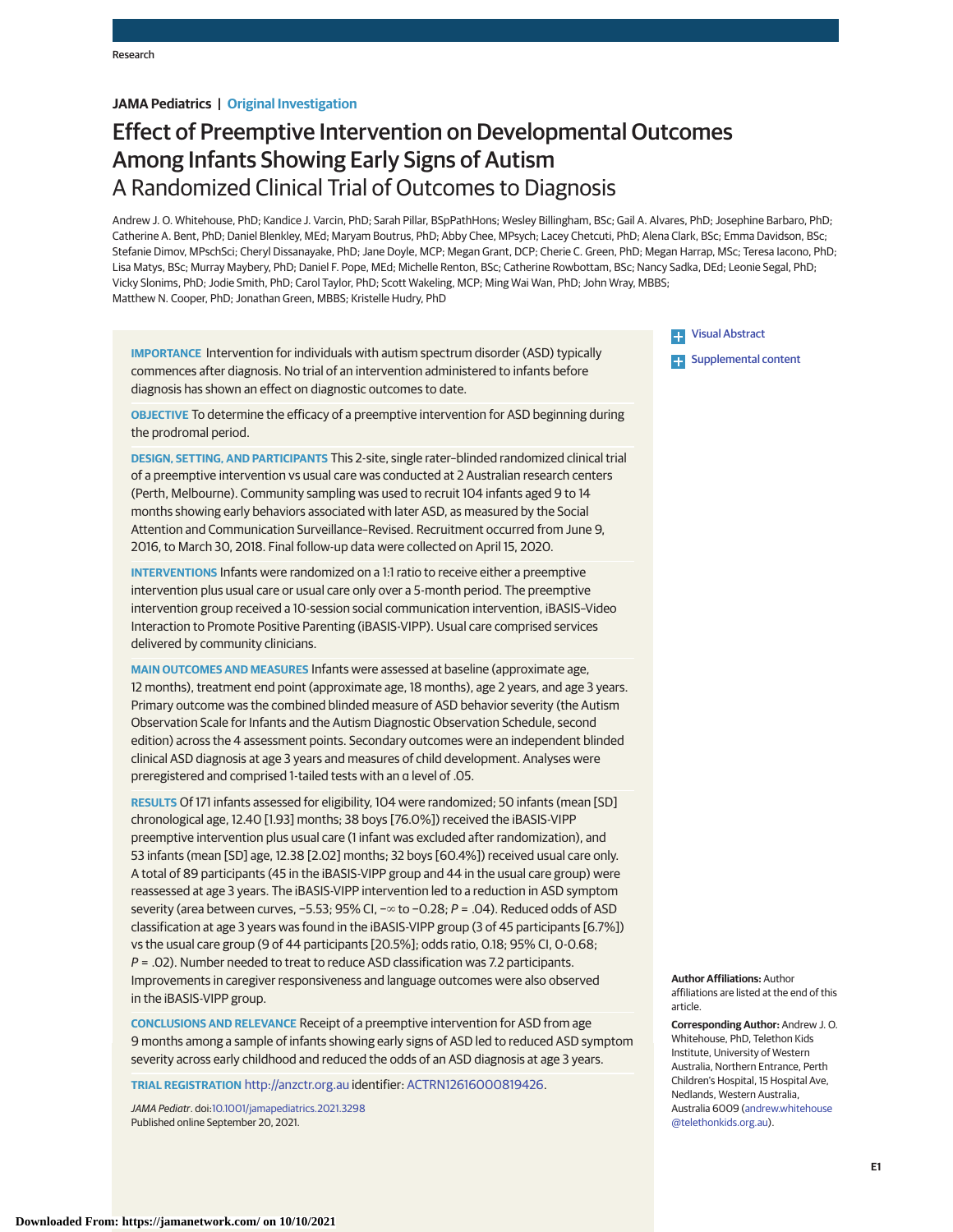JAMA Pediatrics | Original Investigation

# Effect of Preemptive Intervention on Developmental Outcomes Among Infants Showing Early Signs of Autism
## A Randomized Clinical Trial of Outcomes to Diagnosis

Andrew J. O. Whitehouse, PhD; Kandice J. Varcin, PhD; Sarah Pillar, BSpPathHons; Wesley Billingham, BSc; Gail A. Alvares, PhD; Josephine Barbaro, PhD; Catherine A. Bent, PhD; Daniel Blenkley, MEd; Maryam Boutrus, PhD; Abby Chee, MPsych; Lacey Chetcuti, PhD; Alena Clark, BSc; Emma Davidson, BSc; Stefanie Dimov, MPschSci; Cheryl Dissanayake, PhD; Jane Doyle, MCP; Megan Grant, DCP; Cherie C. Green, PhD; Megan Harrap, MSc; Teresa Iacono, PhD; Lisa Matys, BSc; Murray Maybery, PhD; Daniel F. Pope, MEd; Michelle Renton, BSc; Catherine Rowbottam, BSc; Nancy Sadka, DEd; Leonie Segal, PhD; Vicky Slonims, PhD; Jodie Smith, PhD; Carol Taylor, PhD; Scott Wakeling, MCP; Ming Wai Wan, PhD; John Wray, MBBS; Matthew N. Cooper, PhD; Jonathan Green, MBBS; Kristelle Hudry, PhD

**IMPORTANCE** Intervention for individuals with autism spectrum disorder (ASD) typically commences after diagnosis. No trial of an intervention administered to infants before diagnosis has shown an effect on diagnostic outcomes to date.

**OBJECTIVE** To determine the efficacy of a preemptive intervention for ASD beginning during the prodromal period.

**DESIGN, SETTING, AND PARTICIPANTS** This 2-site, single rater–blinded randomized clinical trial of a preemptive intervention vs usual care was conducted at 2 Australian research centers (Perth, Melbourne). Community sampling was used to recruit 104 infants aged 9 to 14 months showing early behaviors associated with later ASD, as measured by the Social Attention and Communication Surveillance–Revised. Recruitment occurred from June 9, 2016, to March 30, 2018. Final follow-up data were collected on April 15, 2020.

**INTERVENTIONS** Infants were randomized on a 1:1 ratio to receive either a preemptive intervention plus usual care or usual care only over a 5-month period. The preemptive intervention group received a 10-session social communication intervention, iBASIS–Video Interaction to Promote Positive Parenting (iBASIS-VIPP). Usual care comprised services delivered by community clinicians.

**MAIN OUTCOMES AND MEASURES** Infants were assessed at baseline (approximate age, 12 months), treatment end point (approximate age, 18 months), age 2 years, and age 3 years. Primary outcome was the combined blinded measure of ASD behavior severity (the Autism Observation Scale for Infants and the Autism Diagnostic Observation Schedule, second edition) across the 4 assessment points. Secondary outcomes were an independent blinded clinical ASD diagnosis at age 3 years and measures of child development. Analyses were preregistered and comprised 1-tailed tests with an α level of .05.

**RESULTS** Of 171 infants assessed for eligibility, 104 were randomized; 50 infants (mean [SD] chronological age, 12.40 [1.93] months; 38 boys [76.0%]) received the iBASIS-VIPP preemptive intervention plus usual care (1 infant was excluded after randomization), and 53 infants (mean [SD] age, 12.38 [2.02] months; 32 boys [60.4%]) received usual care only. A total of 89 participants (45 in the iBASIS-VIPP group and 44 in the usual care group) were reassessed at age 3 years. The iBASIS-VIPP intervention led to a reduction in ASD symptom severity (area between curves, −5.53; 95% CI, −∞ to −0.28; *P* = .04). Reduced odds of ASD classification at age 3 years was found in the iBASIS-VIPP group (3 of 45 participants [6.7%]) vs the usual care group (9 of 44 participants [20.5%]; odds ratio, 0.18; 95% CI, 0-0.68; *P* = .02). Number needed to treat to reduce ASD classification was 7.2 participants. Improvements in caregiver responsiveness and language outcomes were also observed in the iBASIS-VIPP group.

**CONCLUSIONS AND RELEVANCE** Receipt of a preemptive intervention for ASD from age 9 months among a sample of infants showing early signs of ASD led to reduced ASD symptom severity across early childhood and reduced the odds of an ASD diagnosis at age 3 years.

**TRIAL REGISTRATION** http://anzctr.org.au identifier: ACTRN12616000819426.

*JAMA Pediatr*. doi:10.1001/jamapediatrics.2021.3298
Published online September 20, 2021.

Visual Abstract

Supplemental content

**Author Affiliations:** Author affiliations are listed at the end of this article.

**Corresponding Author:** Andrew J. O. Whitehouse, PhD, Telethon Kids Institute, University of Western Australia, Northern Entrance, Perth Children's Hospital, 15 Hospital Ave, Nedlands, Western Australia, Australia 6009 (andrew.whitehouse@telethonkids.org.au).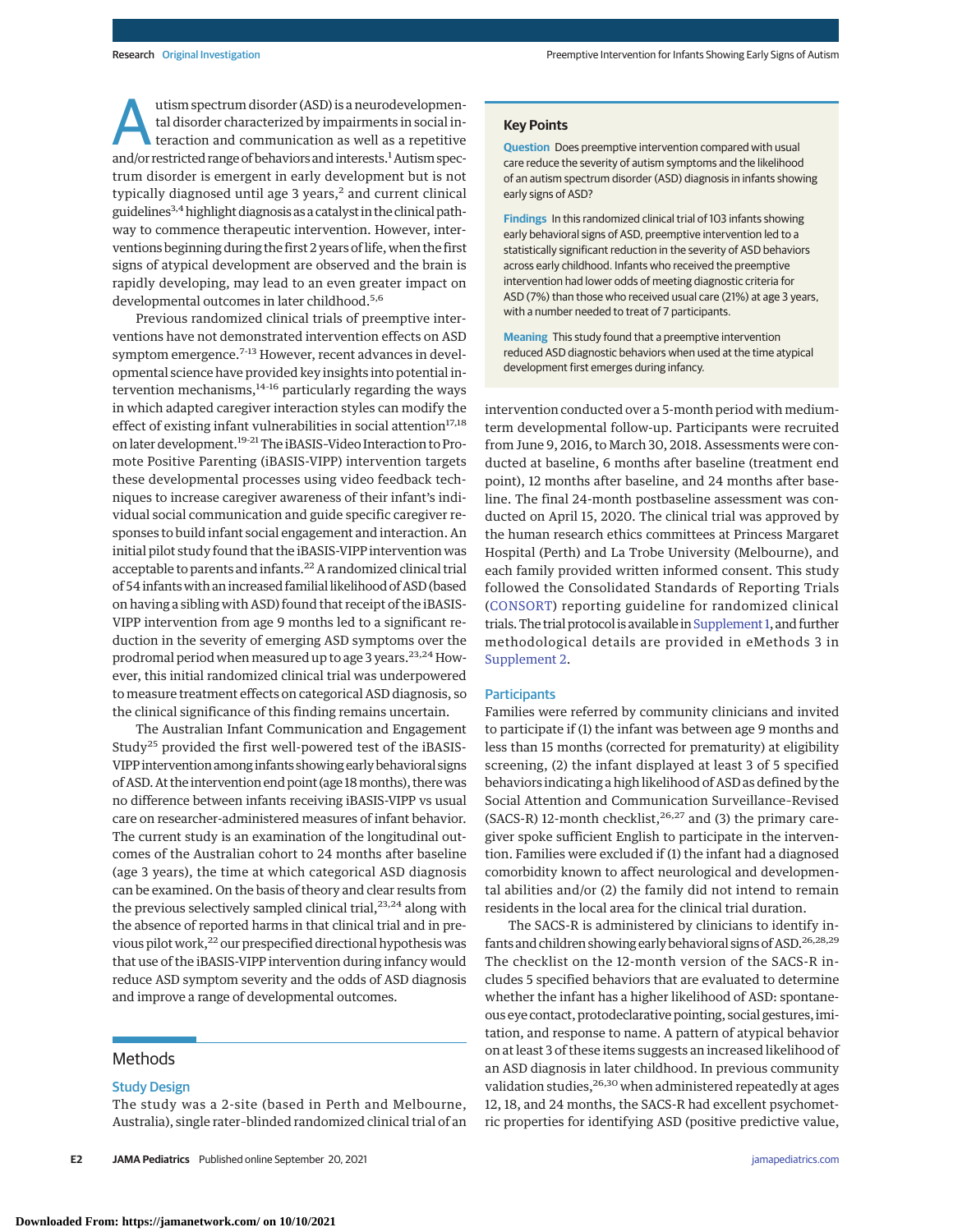Autism spectrum disorder (ASD) is a neurodevelopmental disorder characterized by impairments in social interaction and communication as well as a repetitive and/or restricted range of behaviors and interests.[1] Autism spectrum disorder is emergent in early development but is not typically diagnosed until age 3 years,[2] and current clinical guidelines[3,4] highlight diagnosis as a catalyst in the clinical pathway to commence therapeutic intervention. However, interventions beginning during the first 2 years of life, when the first signs of atypical development are observed and the brain is rapidly developing, may lead to an even greater impact on developmental outcomes in later childhood.[5,6]

Previous randomized clinical trials of preemptive interventions have not demonstrated intervention effects on ASD symptom emergence.[7-13] However, recent advances in developmental science have provided key insights into potential intervention mechanisms,[14-16] particularly regarding the ways in which adapted caregiver interaction styles can modify the effect of existing infant vulnerabilities in social attention[17,18] on later development.[19-21] The iBASIS–Video Interaction to Promote Positive Parenting (iBASIS-VIPP) intervention targets these developmental processes using video feedback techniques to increase caregiver awareness of their infant's individual social communication and guide specific caregiver responses to build infant social engagement and interaction. An initial pilot study found that the iBASIS-VIPP intervention was acceptable to parents and infants.[22] A randomized clinical trial of 54 infants with an increased familial likelihood of ASD (based on having a sibling with ASD) found that receipt of the iBASIS-VIPP intervention from age 9 months led to a significant reduction in the severity of emerging ASD symptoms over the prodromal period when measured up to age 3 years.[23,24] However, this initial randomized clinical trial was underpowered to measure treatment effects on categorical ASD diagnosis, so the clinical significance of this finding remains uncertain.

The Australian Infant Communication and Engagement Study[25] provided the first well-powered test of the iBASIS-VIPP intervention among infants showing early behavioral signs of ASD. At the intervention end point (age 18 months), there was no difference between infants receiving iBASIS-VIPP vs usual care on researcher-administered measures of infant behavior. The current study is an examination of the longitudinal outcomes of the Australian cohort to 24 months after baseline (age 3 years), the time at which categorical ASD diagnosis can be examined. On the basis of theory and clear results from the previous selectively sampled clinical trial,[23,24] along with the absence of reported harms in that clinical trial and in previous pilot work,[22] our prespecified directional hypothesis was that use of the iBASIS-VIPP intervention during infancy would reduce ASD symptom severity and the odds of ASD diagnosis and improve a range of developmental outcomes.

> **Key Points**
>
> **Question** Does preemptive intervention compared with usual care reduce the severity of autism symptoms and the likelihood of an autism spectrum disorder (ASD) diagnosis in infants showing early signs of ASD?
>
> **Findings** In this randomized clinical trial of 103 infants showing early behavioral signs of ASD, preemptive intervention led to a statistically significant reduction in the severity of ASD behaviors across early childhood. Infants who received the preemptive intervention had lower odds of meeting diagnostic criteria for ASD (7%) than those who received usual care (21%) at age 3 years, with a number needed to treat of 7 participants.
>
> **Meaning** This study found that a preemptive intervention reduced ASD diagnostic behaviors when used at the time atypical development first emerges during infancy.

## Methods

### Study Design

The study was a 2-site (based in Perth and Melbourne, Australia), single rater–blinded randomized clinical trial of an intervention conducted over a 5-month period with medium-term developmental follow-up. Participants were recruited from June 9, 2016, to March 30, 2018. Assessments were conducted at baseline, 6 months after baseline (treatment end point), 12 months after baseline, and 24 months after baseline. The final 24-month postbaseline assessment was conducted on April 15, 2020. The clinical trial was approved by the human research ethics committees at Princess Margaret Hospital (Perth) and La Trobe University (Melbourne), and each family provided written informed consent. This study followed the Consolidated Standards of Reporting Trials (CONSORT) reporting guideline for randomized clinical trials. The trial protocol is available in Supplement 1, and further methodological details are provided in eMethods 3 in Supplement 2.

### Participants

Families were referred by community clinicians and invited to participate if (1) the infant was between age 9 months and less than 15 months (corrected for prematurity) at eligibility screening, (2) the infant displayed at least 3 of 5 specified behaviors indicating a high likelihood of ASD as defined by the Social Attention and Communication Surveillance–Revised (SACS-R) 12-month checklist,[26,27] and (3) the primary caregiver spoke sufficient English to participate in the intervention. Families were excluded if (1) the infant had a diagnosed comorbidity known to affect neurological and developmental abilities and/or (2) the family did not intend to remain residents in the local area for the clinical trial duration.

The SACS-R is administered by clinicians to identify infants and children showing early behavioral signs of ASD.[26,28,29] The checklist on the 12-month version of the SACS-R includes 5 specified behaviors that are evaluated to determine whether the infant has a higher likelihood of ASD: spontaneous eye contact, protodeclarative pointing, social gestures, imitation, and response to name. A pattern of atypical behavior on at least 3 of these items suggests an increased likelihood of an ASD diagnosis in later childhood. In previous community validation studies,[26,30] when administered repeatedly at ages 12, 18, and 24 months, the SACS-R had excellent psychometric properties for identifying ASD (positive predictive value,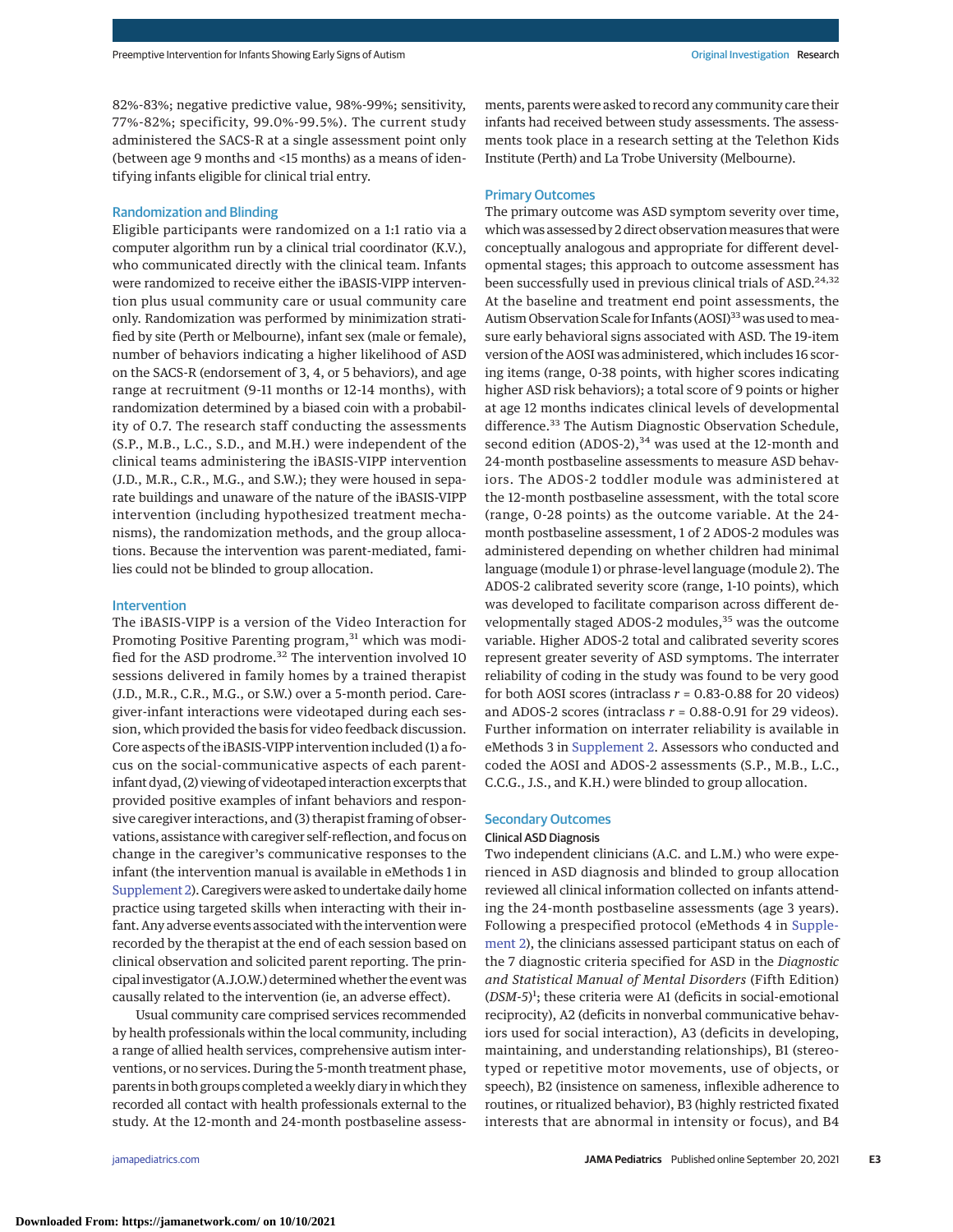82%-83%; negative predictive value, 98%-99%; sensitivity, 77%-82%; specificity, 99.0%-99.5%). The current study administered the SACS-R at a single assessment point only (between age 9 months and <15 months) as a means of identifying infants eligible for clinical trial entry.

### Randomization and Blinding

Eligible participants were randomized on a 1:1 ratio via a computer algorithm run by a clinical trial coordinator (K.V.), who communicated directly with the clinical team. Infants were randomized to receive either the iBASIS-VIPP intervention plus usual community care or usual community care only. Randomization was performed by minimization stratified by site (Perth or Melbourne), infant sex (male or female), number of behaviors indicating a higher likelihood of ASD on the SACS-R (endorsement of 3, 4, or 5 behaviors), and age range at recruitment (9-11 months or 12-14 months), with randomization determined by a biased coin with a probability of 0.7. The research staff conducting the assessments (S.P., M.B., L.C., S.D., and M.H.) were independent of the clinical teams administering the iBASIS-VIPP intervention (J.D., M.R., C.R., M.G., and S.W.); they were housed in separate buildings and unaware of the nature of the iBASIS-VIPP intervention (including hypothesized treatment mechanisms), the randomization methods, and the group allocations. Because the intervention was parent-mediated, families could not be blinded to group allocation.

### Intervention

The iBASIS-VIPP is a version of the Video Interaction for Promoting Positive Parenting program,[31] which was modified for the ASD prodrome.[32] The intervention involved 10 sessions delivered in family homes by a trained therapist (J.D., M.R., C.R., M.G., or S.W.) over a 5-month period. Caregiver-infant interactions were videotaped during each session, which provided the basis for video feedback discussion. Core aspects of the iBASIS-VIPP intervention included (1) a focus on the social-communicative aspects of each parent-infant dyad, (2) viewing of videotaped interaction excerpts that provided positive examples of infant behaviors and responsive caregiver interactions, and (3) therapist framing of observations, assistance with caregiver self-reflection, and focus on change in the caregiver's communicative responses to the infant (the intervention manual is available in eMethods 1 in Supplement 2). Caregivers were asked to undertake daily home practice using targeted skills when interacting with their infant. Any adverse events associated with the intervention were recorded by the therapist at the end of each session based on clinical observation and solicited parent reporting. The principal investigator (A.J.O.W.) determined whether the event was causally related to the intervention (ie, an adverse effect).

Usual community care comprised services recommended by health professionals within the local community, including a range of allied health services, comprehensive autism interventions, or no services. During the 5-month treatment phase, parents in both groups completed a weekly diary in which they recorded all contact with health professionals external to the study. At the 12-month and 24-month postbaseline assessments, parents were asked to record any community care their infants had received between study assessments. The assessments took place in a research setting at the Telethon Kids Institute (Perth) and La Trobe University (Melbourne).

### Primary Outcomes

The primary outcome was ASD symptom severity over time, which was assessed by 2 direct observation measures that were conceptually analogous and appropriate for different developmental stages; this approach to outcome assessment has been successfully used in previous clinical trials of ASD.[24,32] At the baseline and treatment end point assessments, the Autism Observation Scale for Infants (AOSI)[33] was used to measure early behavioral signs associated with ASD. The 19-item version of the AOSI was administered, which includes 16 scoring items (range, 0-38 points, with higher scores indicating higher ASD risk behaviors); a total score of 9 points or higher at age 12 months indicates clinical levels of developmental difference.[33] The Autism Diagnostic Observation Schedule, second edition (ADOS-2),[34] was used at the 12-month and 24-month postbaseline assessments to measure ASD behaviors. The ADOS-2 toddler module was administered at the 12-month postbaseline assessment, with the total score (range, 0-28 points) as the outcome variable. At the 24-month postbaseline assessment, 1 of 2 ADOS-2 modules was administered depending on whether children had minimal language (module 1) or phrase-level language (module 2). The ADOS-2 calibrated severity score (range, 1-10 points), which was developed to facilitate comparison across different developmentally staged ADOS-2 modules,[35] was the outcome variable. Higher ADOS-2 total and calibrated severity scores represent greater severity of ASD symptoms. The interrater reliability of coding in the study was found to be very good for both AOSI scores (intraclass $r$ = 0.83-0.88 for 20 videos) and ADOS-2 scores (intraclass $r$ = 0.88-0.91 for 29 videos). Further information on interrater reliability is available in eMethods 3 in Supplement 2. Assessors who conducted and coded the AOSI and ADOS-2 assessments (S.P., M.B., L.C., C.C.G., J.S., and K.H.) were blinded to group allocation.

### Secondary Outcomes

#### Clinical ASD Diagnosis

Two independent clinicians (A.C. and L.M.) who were experienced in ASD diagnosis and blinded to group allocation reviewed all clinical information collected on infants attending the 24-month postbaseline assessments (age 3 years). Following a prespecified protocol (eMethods 4 in Supplement 2), the clinicians assessed participant status on each of the 7 diagnostic criteria specified for ASD in the *Diagnostic and Statistical Manual of Mental Disorders* (Fifth Edition) (*DSM-5*)[1]; these criteria were A1 (deficits in social-emotional reciprocity), A2 (deficits in nonverbal communicative behaviors used for social interaction), A3 (deficits in developing, maintaining, and understanding relationships), B1 (stereotyped or repetitive motor movements, use of objects, or speech), B2 (insistence on sameness, inflexible adherence to routines, or ritualized behavior), B3 (highly restricted fixated interests that are abnormal in intensity or focus), and B4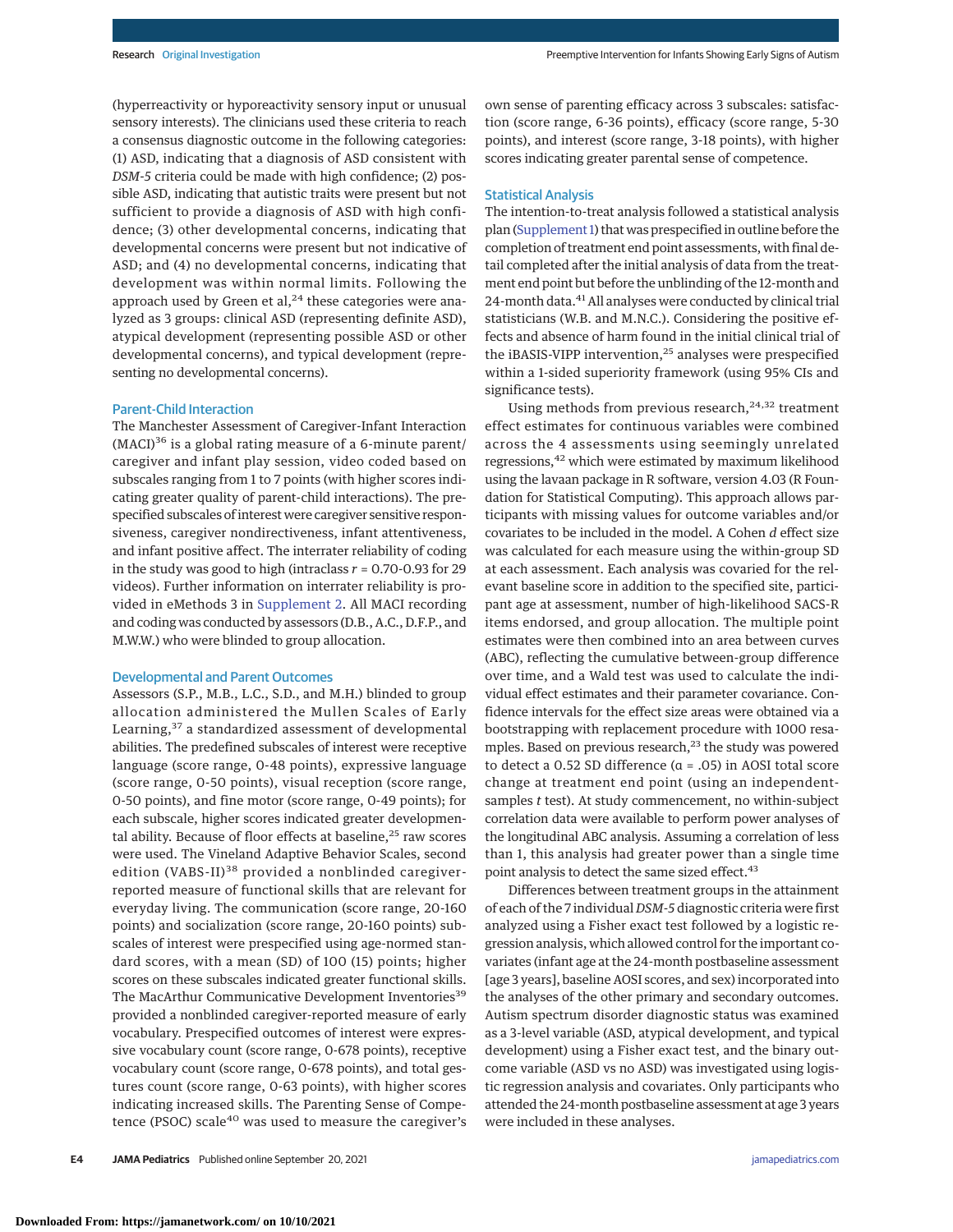(hyperreactivity or hyporeactivity sensory input or unusual sensory interests). The clinicians used these criteria to reach a consensus diagnostic outcome in the following categories: (1) ASD, indicating that a diagnosis of ASD consistent with *DSM-5* criteria could be made with high confidence; (2) possible ASD, indicating that autistic traits were present but not sufficient to provide a diagnosis of ASD with high confidence; (3) other developmental concerns, indicating that developmental concerns were present but not indicative of ASD; and (4) no developmental concerns, indicating that development was within normal limits. Following the approach used by Green et al,[24] these categories were analyzed as 3 groups: clinical ASD (representing definite ASD), atypical development (representing possible ASD or other developmental concerns), and typical development (representing no developmental concerns).

### Parent-Child Interaction

The Manchester Assessment of Caregiver-Infant Interaction (MACI)[36] is a global rating measure of a 6-minute parent/caregiver and infant play session, video coded based on subscales ranging from 1 to 7 points (with higher scores indicating greater quality of parent-child interactions). The prespecified subscales of interest were caregiver sensitive responsiveness, caregiver nondirectiveness, infant attentiveness, and infant positive affect. The interrater reliability of coding in the study was good to high (intraclass $r$ = 0.70-0.93 for 29 videos). Further information on interrater reliability is provided in eMethods 3 in Supplement 2. All MACI recording and coding was conducted by assessors (D.B., A.C., D.F.P., and M.W.W.) who were blinded to group allocation.

### Developmental and Parent Outcomes

Assessors (S.P., M.B., L.C., S.D., and M.H.) blinded to group allocation administered the Mullen Scales of Early Learning,[37] a standardized assessment of developmental abilities. The predefined subscales of interest were receptive language (score range, 0-48 points), expressive language (score range, 0-50 points), visual reception (score range, 0-50 points), and fine motor (score range, 0-49 points); for each subscale, higher scores indicated greater developmental ability. Because of floor effects at baseline,[25] raw scores were used. The Vineland Adaptive Behavior Scales, second edition (VABS-II)[38] provided a nonblinded caregiver-reported measure of functional skills that are relevant for everyday living. The communication (score range, 20-160 points) and socialization (score range, 20-160 points) subscales of interest were prespecified using age-normed standard scores, with a mean (SD) of 100 (15) points; higher scores on these subscales indicated greater functional skills. The MacArthur Communicative Development Inventories[39] provided a nonblinded caregiver-reported measure of early vocabulary. Prespecified outcomes of interest were expressive vocabulary count (score range, 0-678 points), receptive vocabulary count (score range, 0-678 points), and total gestures count (score range, 0-63 points), with higher scores indicating increased skills. The Parenting Sense of Competence (PSOC) scale[40] was used to measure the caregiver's own sense of parenting efficacy across 3 subscales: satisfaction (score range, 6-36 points), efficacy (score range, 5-30 points), and interest (score range, 3-18 points), with higher scores indicating greater parental sense of competence.

### Statistical Analysis

The intention-to-treat analysis followed a statistical analysis plan (Supplement 1) that was prespecified in outline before the completion of treatment end point assessments, with final detail completed after the initial analysis of data from the treatment end point but before the unblinding of the 12-month and 24-month data.[41] All analyses were conducted by clinical trial statisticians (W.B. and M.N.C.). Considering the positive effects and absence of harm found in the initial clinical trial of the iBASIS-VIPP intervention,[25] analyses were prespecified within a 1-sided superiority framework (using 95% CIs and significance tests).

Using methods from previous research,[24,32] treatment effect estimates for continuous variables were combined across the 4 assessments using seemingly unrelated regressions,[42] which were estimated by maximum likelihood using the lavaan package in R software, version 4.03 (R Foundation for Statistical Computing). This approach allows participants with missing values for outcome variables and/or covariates to be included in the model. A Cohen $d$ effect size was calculated for each measure using the within-group SD at each assessment. Each analysis was covaried for the relevant baseline score in addition to the specified site, participant age at assessment, number of high-likelihood SACS-R items endorsed, and group allocation. The multiple point estimates were then combined into an area between curves (ABC), reflecting the cumulative between-group difference over time, and a Wald test was used to calculate the individual effect estimates and their parameter covariance. Confidence intervals for the effect size areas were obtained via a bootstrapping with replacement procedure with 1000 resamples. Based on previous research,[23] the study was powered to detect a 0.52 SD difference ($\alpha$ = .05) in AOSI total score change at treatment end point (using an independent-samples $t$ test). At study commencement, no within-subject correlation data were available to perform power analyses of the longitudinal ABC analysis. Assuming a correlation of less than 1, this analysis had greater power than a single time point analysis to detect the same sized effect.[43]

Differences between treatment groups in the attainment of each of the 7 individual *DSM-5* diagnostic criteria were first analyzed using a Fisher exact test followed by a logistic regression analysis, which allowed control for the important covariates (infant age at the 24-month postbaseline assessment [age 3 years], baseline AOSI scores, and sex) incorporated into the analyses of the other primary and secondary outcomes. Autism spectrum disorder diagnostic status was examined as a 3-level variable (ASD, atypical development, and typical development) using a Fisher exact test, and the binary outcome variable (ASD vs no ASD) was investigated using logistic regression analysis and covariates. Only participants who attended the 24-month postbaseline assessment at age 3 years were included in these analyses.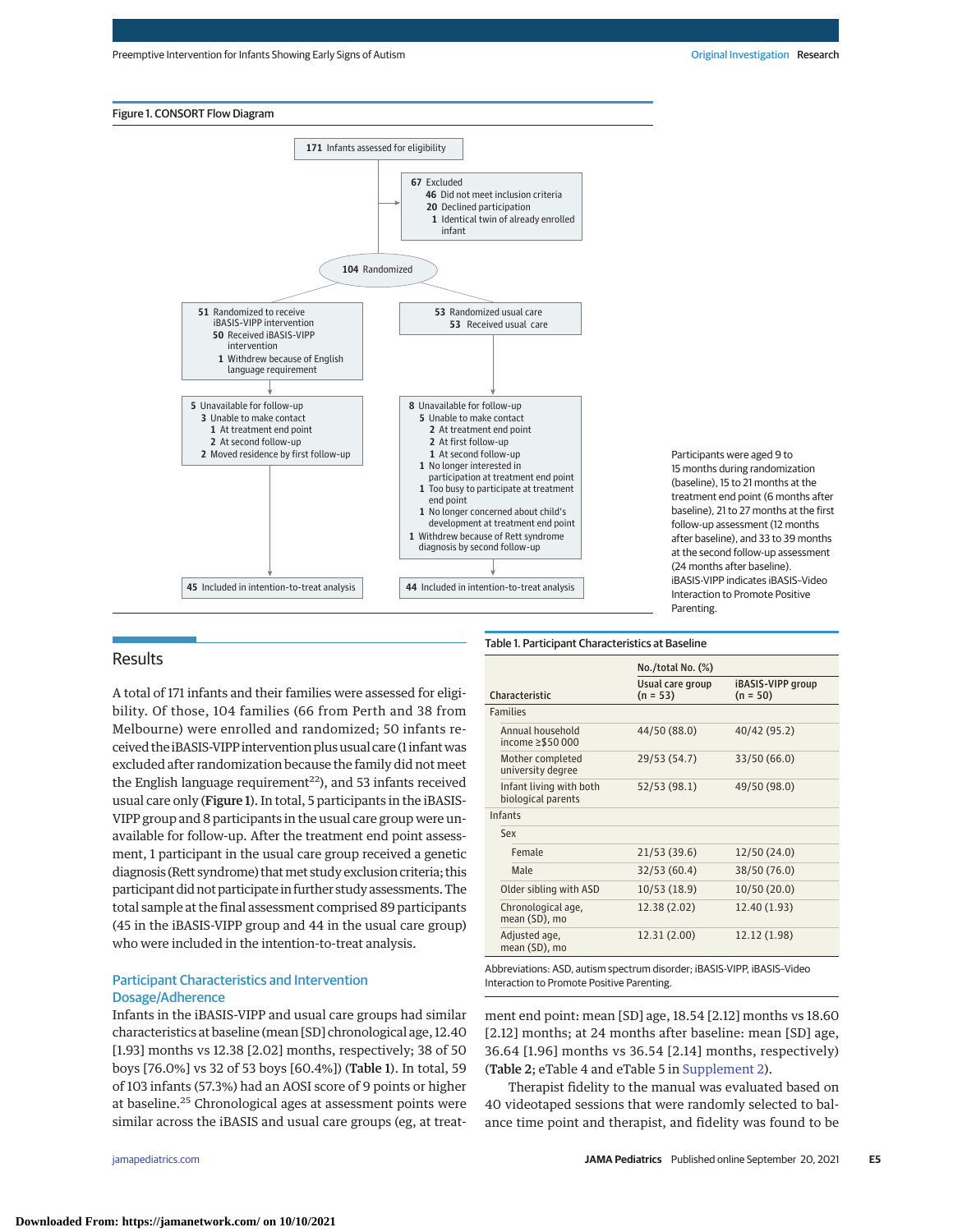Figure 1. CONSORT Flow Diagram

171 Infants assessed for eligibility

67 Excluded
- 46 Did not meet inclusion criteria
- 20 Declined participation
- 1 Identical twin of already enrolled infant

104 Randomized

51 Randomized to receive iBASIS-VIPP intervention
- 50 Received iBASIS-VIPP intervention
- 1 Withdrew because of English language requirement

53 Randomized usual care
- 53 Received usual care

5 Unavailable for follow-up
- 3 Unable to make contact
  - 1 At treatment end point
  - 2 At second follow-up
- 2 Moved residence by first follow-up

8 Unavailable for follow-up
- 5 Unable to make contact
  - 2 At treatment end point
  - 2 At first follow-up
  - 1 At second follow-up
- 1 No longer interested in participation at treatment end point
- 1 Too busy to participate at treatment end point
- 1 No longer concerned about child's development at treatment end point
- 1 Withdrew because of Rett syndrome diagnosis by second follow-up

45 Included in intention-to-treat analysis

44 Included in intention-to-treat analysis

Participants were aged 9 to 15 months during randomization (baseline), 15 to 21 months at the treatment end point (6 months after baseline), 21 to 27 months at the first follow-up assessment (12 months after baseline), and 33 to 39 months at the second follow-up assessment (24 months after baseline). iBASIS-VIPP indicates iBASIS–Video Interaction to Promote Positive Parenting.

## Results

A total of 171 infants and their families were assessed for eligibility. Of those, 104 families (66 from Perth and 38 from Melbourne) were enrolled and randomized; 50 infants received the iBASIS-VIPP intervention plus usual care (1 infant was excluded after randomization because the family did not meet the English language requirement[22]), and 53 infants received usual care only (**Figure 1**). In total, 5 participants in the iBASIS-VIPP group and 8 participants in the usual care group were unavailable for follow-up. After the treatment end point assessment, 1 participant in the usual care group received a genetic diagnosis (Rett syndrome) that met study exclusion criteria; this participant did not participate in further study assessments. The total sample at the final assessment comprised 89 participants (45 in the iBASIS-VIPP group and 44 in the usual care group) who were included in the intention-to-treat analysis.

### Participant Characteristics and Intervention Dosage/Adherence

Infants in the iBASIS-VIPP and usual care groups had similar characteristics at baseline (mean [SD] chronological age, 12.40 [1.93] months vs 12.38 [2.02] months, respectively; 38 of 50 boys [76.0%] vs 32 of 53 boys [60.4%]) (**Table 1**). In total, 59 of 103 infants (57.3%) had an AOSI score of 9 points or higher at baseline.[25] Chronological ages at assessment points were similar across the iBASIS and usual care groups (eg, at treatment end point: mean [SD] age, 18.54 [2.12] months vs 18.60 [2.12] months; at 24 months after baseline: mean [SD] age, 36.64 [1.96] months vs 36.54 [2.14] months, respectively) (**Table 2**; eTable 4 and eTable 5 in Supplement 2).

Table 1. Participant Characteristics at Baseline

| Characteristic | No./total No. (%) | |
|---|---|---|
| | Usual care group (n = 53) | iBASIS-VIPP group (n = 50) |
| **Families** | | |
| Annual household income ≥$50 000 | 44/50 (88.0) | 40/42 (95.2) |
| Mother completed university degree | 29/53 (54.7) | 33/50 (66.0) |
| Infant living with both biological parents | 52/53 (98.1) | 49/50 (98.0) |
| **Infants** | | |
| Sex | | |
| Female | 21/53 (39.6) | 12/50 (24.0) |
| Male | 32/53 (60.4) | 38/50 (76.0) |
| Older sibling with ASD | 10/53 (18.9) | 10/50 (20.0) |
| Chronological age, mean (SD), mo | 12.38 (2.02) | 12.40 (1.93) |
| Adjusted age, mean (SD), mo | 12.31 (2.00) | 12.12 (1.98) |

Abbreviations: ASD, autism spectrum disorder; iBASIS-VIPP, iBASIS–Video Interaction to Promote Positive Parenting.

Therapist fidelity to the manual was evaluated based on 40 videotaped sessions that were randomly selected to balance time point and therapist, and fidelity was found to be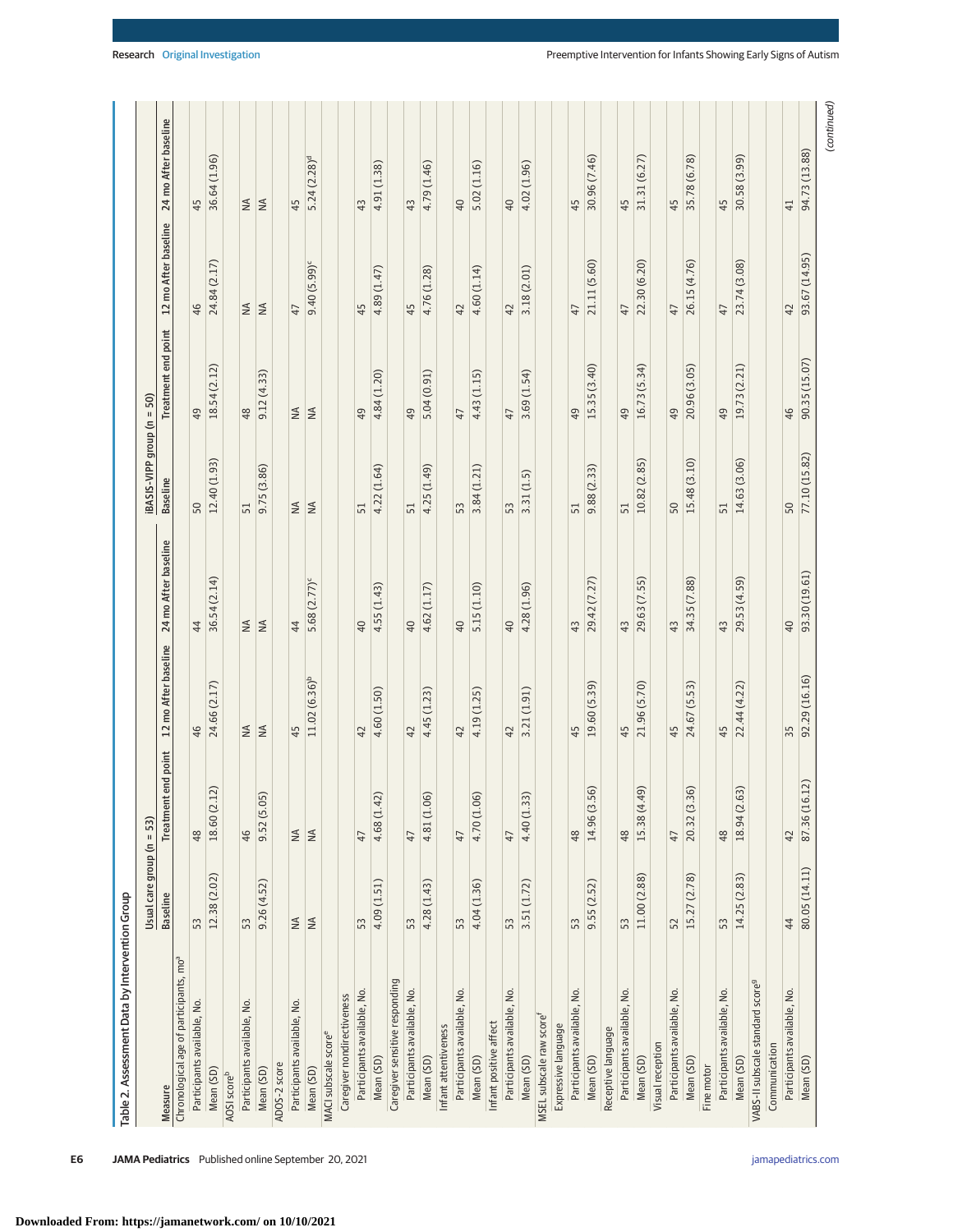Table 2. Assessment Data by Intervention Group

| Measure | Usual care group (n = 53) | | | | iBASIS-VIPP group (n = 50) | | | |
|---|---|---|---|---|---|---|---|---|
| | Baseline | Treatment end point | 12 mo After baseline | 24 mo After baseline | Baseline | Treatment end point | 12 mo After baseline | 24 mo After baseline |
| Chronological age of participants, mo[a] | | | | | | | | |
| Participants available, No. | 53 | 48 | 46 | 44 | 50 | 49 | 46 | 45 |
| Mean (SD) | 12.38 (2.02) | 18.60 (2.12) | 24.66 (2.17) | 36.54 (2.14) | 12.40 (1.93) | 18.54 (2.12) | 24.84 (2.17) | 36.64 (1.96) |
| AOSI score[b] | | | | | | | | |
| Participants available, No. | 53 | 46 | NA | NA | 51 | 48 | NA | NA |
| Mean (SD) | 9.26 (4.52) | 9.52 (5.05) | NA | NA | 9.75 (3.86) | 9.12 (4.33) | NA | NA |
| ADOS-2 score | | | | | | | | |
| Participants available, No. | NA | NA | 45 | 44 | NA | NA | 47 | 45 |
| Mean (SD) | NA | NA | 11.02 (6.36)[b] | 5.68 (2.77)[c] | NA | NA | 9.40 (5.99)[c] | 5.24 (2.28)[d] |
| MACI subscale score[e] | | | | | | | | |
| Caregiver nondirectiveness | | | | | | | | |
| Participants available, No. | 53 | 47 | 42 | 40 | 51 | 49 | 45 | 43 |
| Mean (SD) | 4.09 (1.51) | 4.68 (1.42) | 4.60 (1.50) | 4.55 (1.43) | 4.22 (1.64) | 4.84 (1.20) | 4.89 (1.47) | 4.91 (1.38) |
| Caregiver sensitive responding | | | | | | | | |
| Participants available, No. | 53 | 47 | 42 | 40 | 51 | 49 | 45 | 43 |
| Mean (SD) | 4.28 (1.43) | 4.81 (1.06) | 4.45 (1.23) | 4.62 (1.17) | 4.25 (1.49) | 5.04 (0.91) | 4.76 (1.28) | 4.79 (1.46) |
| Infant attentiveness | | | | | | | | |
| Participants available, No. | 53 | 47 | 42 | 40 | 53 | 47 | 42 | 40 |
| Mean (SD) | 4.04 (1.36) | 4.70 (1.06) | 4.19 (1.25) | 5.15 (1.10) | 3.84 (1.21) | 4.43 (1.15) | 4.60 (1.14) | 5.02 (1.16) |
| Infant positive affect | | | | | | | | |
| Participants available, No. | 53 | 47 | 42 | 40 | 53 | 47 | 42 | 40 |
| Mean (SD) | 3.51 (1.72) | 4.40 (1.33) | 3.21 (1.91) | 4.28 (1.96) | 3.31 (1.5) | 3.69 (1.54) | 3.18 (2.01) | 4.02 (1.96) |
| MSEL subscale raw score[f] | | | | | | | | |
| Expressive language | | | | | | | | |
| Participants available, No. | 53 | 48 | 45 | 43 | 51 | 49 | 47 | 45 |
| Mean (SD) | 9.55 (2.52) | 14.96 (3.56) | 19.60 (5.39) | 29.42 (7.27) | 9.88 (2.33) | 15.35 (3.40) | 21.11 (5.60) | 30.96 (7.46) |
| Receptive language | | | | | | | | |
| Participants available, No. | 53 | 48 | 45 | 43 | 51 | 49 | 47 | 45 |
| Mean (SD) | 11.00 (2.88) | 15.38 (4.49) | 21.96 (5.70) | 29.63 (7.55) | 10.82 (2.85) | 16.73 (5.34) | 22.30 (6.20) | 31.31 (6.27) |
| Visual reception | | | | | | | | |
| Participants available, No. | 52 | 47 | 45 | 43 | 50 | 49 | 47 | 45 |
| Mean (SD) | 15.27 (2.78) | 20.32 (3.36) | 24.67 (5.53) | 34.35 (7.88) | 15.48 (3.10) | 20.96 (3.05) | 26.15 (4.76) | 35.78 (6.78) |
| Fine motor | | | | | | | | |
| Participants available, No. | 53 | 48 | 45 | 43 | 51 | 49 | 47 | 45 |
| Mean (SD) | 14.25 (2.83) | 18.94 (2.63) | 22.44 (4.22) | 29.53 (4.59) | 14.63 (3.06) | 19.73 (2.21) | 23.74 (3.08) | 30.58 (3.99) |
| VABS-II subscale standard score[g] | | | | | | | | |
| Communication | | | | | | | | |
| Participants available, No. | 44 | 42 | 35 | 40 | 50 | 46 | 42 | 41 |
| Mean (SD) | 80.05 (14.11) | 87.36 (16.12) | 92.29 (16.16) | 93.30 (19.61) | 77.10 (15.82) | 90.35 (15.07) | 93.67 (14.95) | 94.73 (13.88) |

(continued)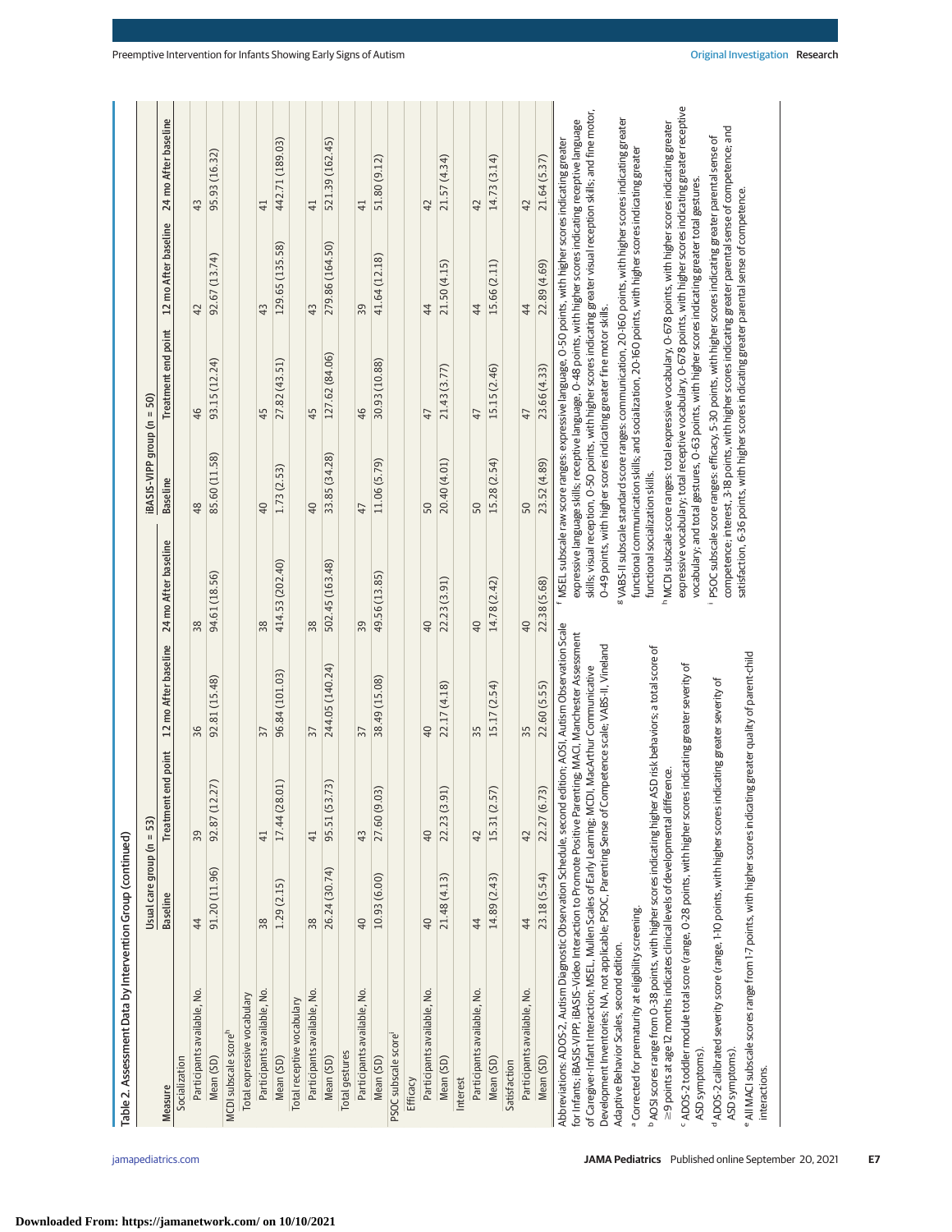Table 2. Assessment Data by Intervention Group (continued)

| Measure | Usual care group (n = 53) | | | | iBASIS-VIPP group (n = 50) | | | |
|---|---|---|---|---|---|---|---|---|
| | Baseline | Treatment end point | 12 mo After baseline | 24 mo After baseline | Baseline | Treatment end point | 12 mo After baseline | 24 mo After baseline |
| Socialization | | | | | | | | |
| Participants available, No. | 44 | 39 | 36 | 38 | 48 | 46 | 42 | 43 |
| Mean (SD) | 91.20 (11.96) | 92.87 (12.27) | 92.81 (15.48) | 94.61 (18.56) | 85.60 (11.58) | 93.15 (12.24) | 92.67 (13.74) | 95.93 (16.32) |
| MCDI subscale score[h] | | | | | | | | |
| Total expressive vocabulary | | | | | | | | |
| Participants available, No. | 38 | 41 | 37 | 38 | 40 | 45 | 43 | 41 |
| Mean (SD) | 1.29 (2.15) | 17.44 (28.01) | 96.84 (101.03) | 414.53 (202.40) | 1.73 (2.53) | 27.82 (43.51) | 129.65 (135.58) | 442.71 (189.03) |
| Total receptive vocabulary | | | | | | | | |
| Participants available, No. | 38 | 41 | 37 | 38 | 40 | 45 | 43 | 41 |
| Mean (SD) | 26.24 (30.74) | 95.51 (53.73) | 244.05 (140.24) | 502.45 (163.48) | 33.85 (34.28) | 127.62 (84.06) | 279.86 (164.50) | 521.39 (162.45) |
| Total gestures | | | | | | | | |
| Participants available, No. | 40 | 43 | 37 | 39 | 47 | 46 | 39 | 41 |
| Mean (SD) | 10.93 (6.00) | 27.60 (9.03) | 38.49 (15.08) | 49.56 (13.85) | 11.06 (5.79) | 30.93 (10.88) | 41.64 (12.18) | 51.80 (9.12) |
| PSOC subscale score[i] | | | | | | | | |
| Efficacy | | | | | | | | |
| Participants available, No. | 40 | 40 | 40 | 40 | 50 | 47 | 44 | 42 |
| Mean (SD) | 21.48 (4.13) | 22.23 (3.91) | 22.17 (4.18) | 22.23 (3.91) | 20.40 (4.01) | 21.43 (3.77) | 21.50 (4.15) | 21.57 (4.34) |
| Interest | | | | | | | | |
| Participants available, No. | 44 | 42 | 35 | 40 | 50 | 47 | 44 | 42 |
| Mean (SD) | 14.89 (2.43) | 15.31 (2.57) | 15.17 (2.54) | 14.78 (2.42) | 15.28 (2.54) | 15.15 (2.46) | 15.66 (2.11) | 14.73 (3.14) |
| Satisfaction | | | | | | | | |
| Participants available, No. | 44 | 42 | 35 | 40 | 50 | 47 | 44 | 42 |
| Mean (SD) | 23.18 (5.54) | 22.27 (6.73) | 22.60 (5.55) | 22.38 (5.68) | 23.52 (4.89) | 23.66 (4.33) | 22.89 (4.69) | 21.64 (5.37) |

Abbreviations: ADOS-2, Autism Diagnostic Observation Schedule, second edition; AOSI, Autism Observation Scale for Infants; iBASIS-VIPP, iBASIS–Video Interaction to Promote Positive Parenting; MACI, Manchester Assessment of Caregiver-Infant Interaction; MSEL, Mullen Scales of Early Learning; MCDI, MacArthur Communicative Development Inventories; NA, not applicable; PSOC, Parenting Sense of Competence scale; VABS-II, Vineland Adaptive Behavior Scales, second edition.

[a] Corrected for prematurity at eligibility screening.

[b] AOSI scores range from 0-38 points, with higher scores indicating higher ASD risk behaviors; a total score of ≥9 points at age 12 months indicates clinical levels of developmental difference.

[c] ADOS-2 toddler module total score (range, 0-28 points, with higher scores indicating greater severity of ASD symptoms).

[d] ADOS-2 calibrated severity score (range, 1-10 points, with higher scores indicating greater severity of ASD symptoms).

[e] All MACI subscale scores range from 1-7 points, with higher scores indicating greater quality of parent-child interactions.

[f] MSEL subscale raw score ranges: expressive language, 0-50 points, with higher scores indicating greater expressive language skills; receptive language, 0-48 points, with higher scores indicating receptive language skills; visual reception, 0-50 points, with higher scores indicating greater visual reception skills; and fine motor, 0-49 points, with higher scores indicating greater fine motor skills.

[g] VABS-II subscale standard score ranges: communication, 20-160 points, with higher scores indicating greater functional communication skills; and socialization, 20-160 points, with higher scores indicating greater functional socialization skills.

[h] MCDI subscale score ranges: total expressive vocabulary, 0-678 points, with higher scores indicating greater expressive vocabulary; total receptive vocabulary, 0-678 points, with higher scores indicating greater receptive vocabulary; and total gestures, 0-63 points, with higher scores indicating greater total gestures.

[i] PSOC subscale score ranges: efficacy, 5-30 points, with higher scores indicating greater parental sense of competence; interest, 3-18 points, with higher scores indicating greater parental sense of competence; and satisfaction, 6-36 points, with higher scores indicating greater parental sense of competence.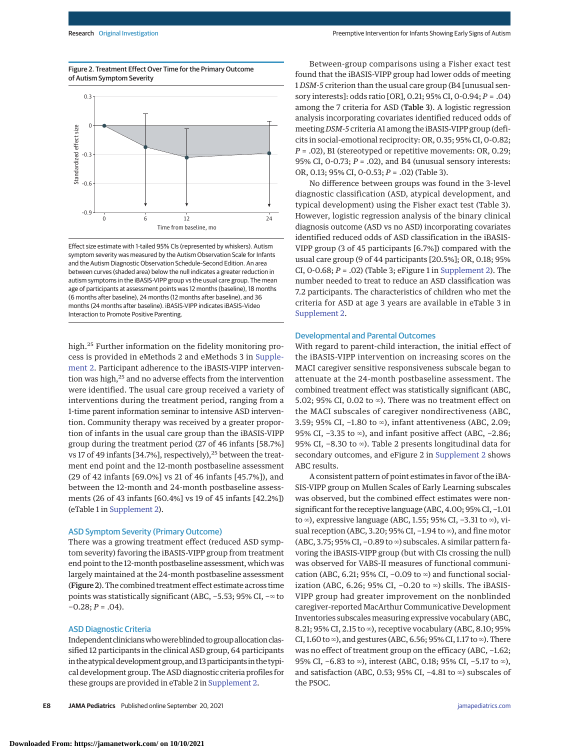Figure 2. Treatment Effect Over Time for the Primary Outcome of Autism Symptom Severity

Effect size estimate with 1-tailed 95% CIs (represented by whiskers). Autism symptom severity was measured by the Autism Observation Scale for Infants and the Autism Diagnostic Observation Schedule–Second Edition. An area between curves (shaded area) below the null indicates a greater reduction in autism symptoms in the iBASIS-VIPP group vs the usual care group. The mean age of participants at assessment points was 12 months (baseline), 18 months (6 months after baseline), 24 months (12 months after baseline), and 36 months (24 months after baseline). iBASIS-VIPP indicates iBASIS–Video Interaction to Promote Positive Parenting.

high.[25] Further information on the fidelity monitoring process is provided in eMethods 2 and eMethods 3 in Supplement 2. Participant adherence to the iBASIS-VIPP intervention was high,[25] and no adverse effects from the intervention were identified. The usual care group received a variety of interventions during the treatment period, ranging from a 1-time parent information seminar to intensive ASD intervention. Community therapy was received by a greater proportion of infants in the usual care group than the iBASIS-VIPP group during the treatment period (27 of 46 infants [58.7%] vs 17 of 49 infants [34.7%], respectively),[25] between the treatment end point and the 12-month postbaseline assessment (29 of 42 infants [69.0%] vs 21 of 46 infants [45.7%]), and between the 12-month and 24-month postbaseline assessments (26 of 43 infants [60.4%] vs 19 of 45 infants [42.2%]) (eTable 1 in Supplement 2).

## ASD Symptom Severity (Primary Outcome)

There was a growing treatment effect (reduced ASD symptom severity) favoring the iBASIS-VIPP group from treatment end point to the 12-month postbaseline assessment, which was largely maintained at the 24-month postbaseline assessment (**Figure 2**). The combined treatment effect estimate across time points was statistically significant (ABC, −5.53; 95% CI, −∞ to −0.28; *P* = .04).

## ASD Diagnostic Criteria

Independent clinicians who were blinded to group allocation classified 12 participants in the clinical ASD group, 64 participants in the atypical development group, and 13 participants in the typical development group. The ASD diagnostic criteria profiles for these groups are provided in eTable 2 in Supplement 2.

Between-group comparisons using a Fisher exact test found that the iBASIS-VIPP group had lower odds of meeting 1 *DSM-5* criterion than the usual care group (B4 [unusual sensory interests]: odds ratio [OR], 0.21; 95% CI, 0-0.94; *P* = .04) among the 7 criteria for ASD (**Table 3**). A logistic regression analysis incorporating covariates identified reduced odds of meeting *DSM-5* criteria A1 among the iBASIS-VIPP group (deficits in social-emotional reciprocity: OR, 0.35; 95% CI, 0-0.82; *P* = .02), B1 (stereotyped or repetitive movements: OR, 0.29; 95% CI, 0-0.73; *P* = .02), and B4 (unusual sensory interests: OR, 0.13; 95% CI, 0-0.53; *P* = .02) (Table 3).

No difference between groups was found in the 3-level diagnostic classification (ASD, atypical development, and typical development) using the Fisher exact test (Table 3). However, logistic regression analysis of the binary clinical diagnosis outcome (ASD vs no ASD) incorporating covariates identified reduced odds of ASD classification in the iBASIS-VIPP group (3 of 45 participants [6.7%]) compared with the usual care group (9 of 44 participants [20.5%]; OR, 0.18; 95% CI, 0-0.68; *P* = .02) (Table 3; eFigure 1 in Supplement 2). The number needed to treat to reduce an ASD classification was 7.2 participants. The characteristics of children who met the criteria for ASD at age 3 years are available in eTable 3 in Supplement 2.

## Developmental and Parental Outcomes

With regard to parent-child interaction, the initial effect of the iBASIS-VIPP intervention on increasing scores on the MACI caregiver sensitive responsiveness subscale began to attenuate at the 24-month postbaseline assessment. The combined treatment effect was statistically significant (ABC, 5.02; 95% CI, 0.02 to ∞). There was no treatment effect on the MACI subscales of caregiver nondirectiveness (ABC, 3.59; 95% CI, −1.80 to ∞), infant attentiveness (ABC, 2.09; 95% CI, −3.35 to ∞), and infant positive affect (ABC, −2.86; 95% CI, −8.30 to ∞). Table 2 presents longitudinal data for secondary outcomes, and eFigure 2 in Supplement 2 shows ABC results.

A consistent pattern of point estimates in favor of the iBASIS-VIPP group on Mullen Scales of Early Learning subscales was observed, but the combined effect estimates were nonsignificant for the receptive language (ABC, 4.00; 95% CI, −1.01 to ∞), expressive language (ABC, 1.55; 95% CI, −3.31 to ∞), visual reception (ABC, 3.20; 95% CI, −1.94 to ∞), and fine motor (ABC, 3.75; 95% CI, −0.89 to ∞) subscales. A similar pattern favoring the iBASIS-VIPP group (but with CIs crossing the null) was observed for VABS-II measures of functional communication (ABC, 6.21; 95% CI, −0.09 to ∞) and functional socialization (ABC, 6.26; 95% CI, −0.20 to ∞) skills. The iBASIS-VIPP group had greater improvement on the nonblinded caregiver-reported MacArthur Communicative Development Inventories subscales measuring expressive vocabulary (ABC, 8.21; 95% CI, 2.15 to ∞), receptive vocabulary (ABC, 8.10; 95% CI, 1.60 to ∞), and gestures (ABC, 6.56; 95% CI, 1.17 to ∞). There was no effect of treatment group on the efficacy (ABC, −1.62; 95% CI, −6.83 to ∞), interest (ABC, 0.18; 95% CI, −5.17 to ∞), and satisfaction (ABC, 0.53; 95% CI, −4.81 to ∞) subscales of the PSOC.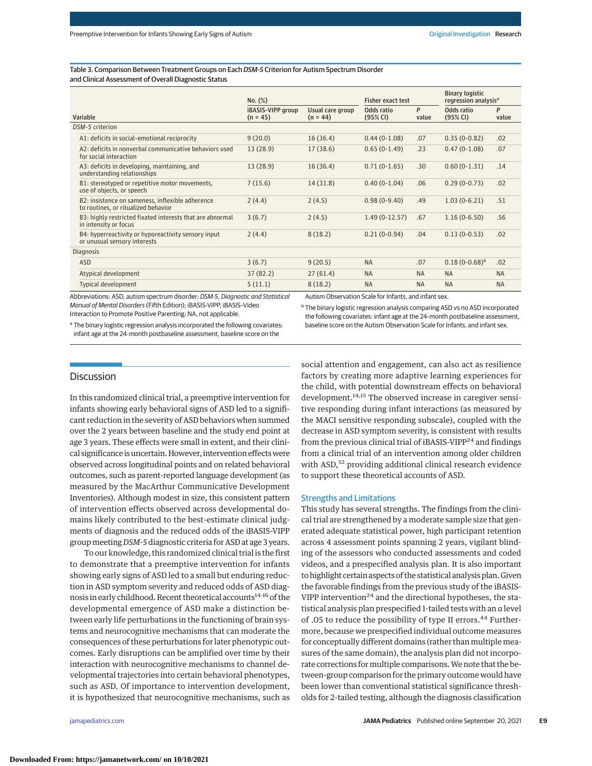Table 3. Comparison Between Treatment Groups on Each *DSM-5* Criterion for Autism Spectrum Disorder and Clinical Assessment of Overall Diagnostic Status

| Variable | No. (%) | | Fisher exact test | | Binary logistic regression analysis[a] | |
|---|---|---|---|---|---|---|
| | iBASIS-VIPP group (n = 45) | Usual care group (n = 44) | Odds ratio (95% CI) | P value | Odds ratio (95% CI) | P value |
| *DSM-5* criterion | | | | | | |
| A1: deficits in social-emotional reciprocity | 9 (20.0) | 16 (36.4) | 0.44 (0-1.08) | .07 | 0.35 (0-0.82) | .02 |
| A2: deficits in nonverbal communicative behaviors used for social interaction | 13 (28.9) | 17 (38.6) | 0.65 (0-1.49) | .23 | 0.47 (0-1.08) | .07 |
| A3: deficits in developing, maintaining, and understanding relationships | 13 (28.9) | 16 (36.4) | 0.71 (0-1.65) | .30 | 0.60 (0-1.31) | .14 |
| B1: stereotyped or repetitive motor movements, use of objects, or speech | 7 (15.6) | 14 (31.8) | 0.40 (0-1.04) | .06 | 0.29 (0-0.73) | .02 |
| B2: insistence on sameness, inflexible adherence to routines, or ritualized behavior | 2 (4.4) | 2 (4.5) | 0.98 (0-9.40) | .49 | 1.03 (0-6.21) | .51 |
| B3: highly restricted fixated interests that are abnormal in intensity or focus | 3 (6.7) | 2 (4.5) | 1.49 (0-12.57) | .67 | 1.16 (0-6.50) | .56 |
| B4: hyperreactivity or hyporeactivity sensory input or unusual sensory interests | 2 (4.4) | 8 (18.2) | 0.21 (0-0.94) | .04 | 0.13 (0-0.53) | .02 |
| Diagnosis | | | | | | |
| ASD | 3 (6.7) | 9 (20.5) | NA | .07 | 0.18 (0-0.68)[b] | .02 |
| Atypical development | 37 (82.2) | 27 (61.4) | NA | NA | NA | NA |
| Typical development | 5 (11.1) | 8 (18.2) | NA | NA | NA | NA |

Abbreviations: ASD, autism spectrum disorder; *DSM-5*, *Diagnostic and Statistical Manual of Mental Disorders* (Fifth Edition); iBASIS-VIPP, iBASIS–Video Interaction to Promote Positive Parenting; NA, not applicable.

[a] The binary logistic regression analysis incorporated the following covariates: infant age at the 24-month postbaseline assessment, baseline score on the Autism Observation Scale for Infants, and infant sex.

[b] The binary logistic regression analysis comparing ASD vs no ASD incorporated the following covariates: infant age at the 24-month postbaseline assessment, baseline score on the Autism Observation Scale for Infants, and infant sex.

## Discussion

In this randomized clinical trial, a preemptive intervention for infants showing early behavioral signs of ASD led to a significant reduction in the severity of ASD behaviors when summed over the 2 years between baseline and the study end point at age 3 years. These effects were small in extent, and their clinical significance is uncertain. However, intervention effects were observed across longitudinal points and on related behavioral outcomes, such as parent-reported language development (as measured by the MacArthur Communicative Development Inventories). Although modest in size, this consistent pattern of intervention effects observed across developmental domains likely contributed to the best-estimate clinical judgments of diagnosis and the reduced odds of the iBASIS-VIPP group meeting *DSM-5* diagnostic criteria for ASD at age 3 years.

To our knowledge, this randomized clinical trial is the first to demonstrate that a preemptive intervention for infants showing early signs of ASD led to a small but enduring reduction in ASD symptom severity and reduced odds of ASD diagnosis in early childhood. Recent theoretical accounts[14-16] of the developmental emergence of ASD make a distinction between early life perturbations in the functioning of brain systems and neurocognitive mechanisms that can moderate the consequences of these perturbations for later phenotypic outcomes. Early disruptions can be amplified over time by their interaction with neurocognitive mechanisms to channel developmental trajectories into certain behavioral phenotypes, such as ASD. Of importance to intervention development, it is hypothesized that neurocognitive mechanisms, such as social attention and engagement, can also act as resilience factors by creating more adaptive learning experiences for the child, with potential downstream effects on behavioral development.[14,15] The observed increase in caregiver sensitive responding during infant interactions (as measured by the MACI sensitive responding subscale), coupled with the decrease in ASD symptom severity, is consistent with results from the previous clinical trial of iBASIS-VIPP[24] and findings from a clinical trial of an intervention among older children with ASD,[32] providing additional clinical research evidence to support these theoretical accounts of ASD.

### Strengths and Limitations

This study has several strengths. The findings from the clinical trial are strengthened by a moderate sample size that generated adequate statistical power, high participant retention across 4 assessment points spanning 2 years, vigilant blinding of the assessors who conducted assessments and coded videos, and a prespecified analysis plan. It is also important to highlight certain aspects of the statistical analysis plan. Given the favorable findings from the previous study of the iBASIS-VIPP intervention[24] and the directional hypotheses, the statistical analysis plan prespecified 1-tailed tests with an α level of .05 to reduce the possibility of type II errors.[44] Furthermore, because we prespecified individual outcome measures for conceptually different domains (rather than multiple measures of the same domain), the analysis plan did not incorporate corrections for multiple comparisons. We note that the between-group comparison for the primary outcome would have been lower than conventional statistical significance thresholds for 2-tailed testing, although the diagnosis classification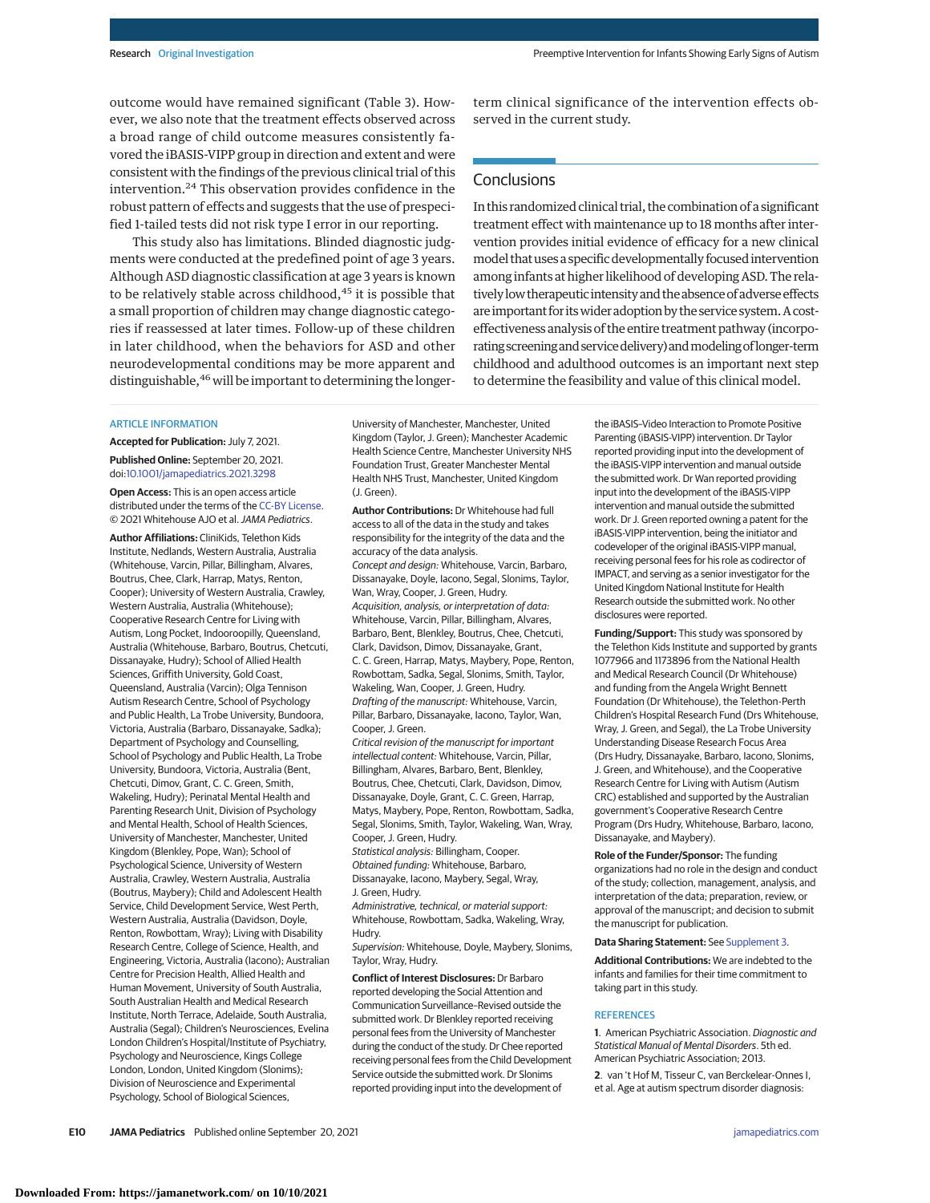outcome would have remained significant (Table 3). However, we also note that the treatment effects observed across a broad range of child outcome measures consistently favored the iBASIS-VIPP group in direction and extent and were consistent with the findings of the previous clinical trial of this intervention.[24] This observation provides confidence in the robust pattern of effects and suggests that the use of prespecified 1-tailed tests did not risk type I error in our reporting.

This study also has limitations. Blinded diagnostic judgments were conducted at the predefined point of age 3 years. Although ASD diagnostic classification at age 3 years is known to be relatively stable across childhood,[45] it is possible that a small proportion of children may change diagnostic categories if reassessed at later times. Follow-up of these children in later childhood, when the behaviors for ASD and other neurodevelopmental conditions may be more apparent and distinguishable,[46] will be important to determining the longer-term clinical significance of the intervention effects observed in the current study.

## Conclusions

In this randomized clinical trial, the combination of a significant treatment effect with maintenance up to 18 months after intervention provides initial evidence of efficacy for a new clinical model that uses a specific developmentally focused intervention among infants at higher likelihood of developing ASD. The relatively low therapeutic intensity and the absence of adverse effects are important for its wider adoption by the service system. A cost-effectiveness analysis of the entire treatment pathway (incorporating screening and service delivery) and modeling of longer-term childhood and adulthood outcomes is an important next step to determine the feasibility and value of this clinical model.

### ARTICLE INFORMATION

**Accepted for Publication:** July 7, 2021.

**Published Online:** September 20, 2021. doi:10.1001/jamapediatrics.2021.3298

**Open Access:** This is an open access article distributed under the terms of the CC-BY License. © 2021 Whitehouse AJO et al. *JAMA Pediatrics*.

**Author Affiliations:** CliniKids, Telethon Kids Institute, Nedlands, Western Australia, Australia (Whitehouse, Varcin, Pillar, Billingham, Alvares, Boutrus, Chee, Clark, Harrap, Matys, Renton, Cooper); University of Western Australia, Crawley, Western Australia, Australia (Whitehouse); Cooperative Research Centre for Living with Autism, Long Pocket, Indooroopilly, Queensland, Australia (Whitehouse, Barbaro, Boutrus, Chetcuti, Dissanayake, Hudry); School of Allied Health Sciences, Griffith University, Gold Coast, Queensland, Australia (Varcin); Olga Tennison Autism Research Centre, School of Psychology and Public Health, La Trobe University, Bundoora, Victoria, Australia (Barbaro, Dissanayake, Sadka); Department of Psychology and Counselling, School of Psychology and Public Health, La Trobe University, Bundoora, Victoria, Australia (Bent, Chetcuti, Dimov, Grant, C. C. Green, Smith, Wakeling, Hudry); Perinatal Mental Health and Parenting Research Unit, Division of Psychology and Mental Health, School of Health Sciences, University of Manchester, Manchester, United Kingdom (Blenkley, Pope, Wan); School of Psychological Science, University of Western Australia, Crawley, Western Australia, Australia (Boutrus, Maybery); Child and Adolescent Health Service, Child Development Service, West Perth, Western Australia, Australia (Davidson, Doyle, Renton, Rowbottam, Wray); Living with Disability Research Centre, College of Science, Health, and Engineering, Victoria, Australia (Iacono); Australian Centre for Precision Health, Allied Health and Human Movement, University of South Australia, South Australian Health and Medical Research Institute, North Terrace, Adelaide, South Australia, Australia (Segal); Children's Neurosciences, Evelina London Children's Hospital/Institute of Psychiatry, Psychology and Neuroscience, Kings College London, London, United Kingdom (Slonims); Division of Neuroscience and Experimental Psychology, School of Biological Sciences, University of Manchester, Manchester, United Kingdom (Taylor, J. Green); Manchester Academic Health Science Centre, Manchester University NHS Foundation Trust, Greater Manchester Mental Health NHS Trust, Manchester, United Kingdom (J. Green).

**Author Contributions:** Dr Whitehouse had full access to all of the data in the study and takes responsibility for the integrity of the data and the accuracy of the data analysis.
*Concept and design:* Whitehouse, Varcin, Barbaro, Dissanayake, Doyle, Iacono, Segal, Slonims, Taylor, Wan, Wray, Cooper, J. Green, Hudry.
*Acquisition, analysis, or interpretation of data:* Whitehouse, Varcin, Pillar, Billingham, Alvares, Barbaro, Bent, Blenkley, Boutrus, Chee, Chetcuti, Clark, Davidson, Dimov, Dissanayake, Grant, C. C. Green, Harrap, Matys, Maybery, Pope, Renton, Rowbottam, Sadka, Segal, Slonims, Smith, Taylor, Wakeling, Wan, Cooper, J. Green, Hudry.
*Drafting of the manuscript:* Whitehouse, Varcin, Pillar, Barbaro, Dissanayake, Iacono, Taylor, Wan, Cooper, J. Green.
*Critical revision of the manuscript for important intellectual content:* Whitehouse, Varcin, Pillar, Billingham, Alvares, Barbaro, Bent, Blenkley, Boutrus, Chee, Chetcuti, Clark, Davidson, Dimov, Dissanayake, Doyle, Grant, C. C. Green, Harrap, Matys, Maybery, Pope, Renton, Rowbottam, Sadka, Segal, Slonims, Smith, Taylor, Wakeling, Wan, Wray, Cooper, J. Green, Hudry.
*Statistical analysis:* Billingham, Cooper.
*Obtained funding:* Whitehouse, Barbaro, Dissanayake, Iacono, Maybery, Segal, Wray, J. Green, Hudry.
*Administrative, technical, or material support:* Whitehouse, Rowbottam, Sadka, Wakeling, Wray, Hudry.
*Supervision:* Whitehouse, Doyle, Maybery, Slonims, Taylor, Wray, Hudry.

**Conflict of Interest Disclosures:** Dr Barbaro reported developing the Social Attention and Communication Surveillance–Revised outside the submitted work. Dr Blenkley reported receiving personal fees from the University of Manchester during the conduct of the study. Dr Chee reported receiving personal fees from the Child Development Service outside the submitted work. Dr Slonims reported providing input into the development of the iBASIS–Video Interaction to Promote Positive Parenting (iBASIS-VIPP) intervention. Dr Taylor reported providing input into the development of the iBASIS-VIPP intervention and manual outside the submitted work. Dr Wan reported providing input into the development of the iBASIS-VIPP intervention and manual outside the submitted work. Dr J. Green reported owning a patent for the iBASIS-VIPP intervention, being the initiator and codeveloper of the original iBASIS-VIPP manual, receiving personal fees for his role as codirector of IMPACT, and serving as a senior investigator for the United Kingdom National Institute for Health Research outside the submitted work. No other disclosures were reported.

**Funding/Support:** This study was sponsored by the Telethon Kids Institute and supported by grants 1077966 and 1173896 from the National Health and Medical Research Council (Dr Whitehouse) and funding from the Angela Wright Bennett Foundation (Dr Whitehouse), the Telethon-Perth Children's Hospital Research Fund (Drs Whitehouse, Wray, J. Green, and Segal), the La Trobe University Understanding Disease Research Focus Area (Drs Hudry, Dissanayake, Barbaro, Iacono, Slonims, J. Green, and Whitehouse), and the Cooperative Research Centre for Living with Autism (Autism CRC) established and supported by the Australian government's Cooperative Research Centre Program (Drs Hudry, Whitehouse, Barbaro, Iacono, Dissanayake, and Maybery).

**Role of the Funder/Sponsor:** The funding organizations had no role in the design and conduct of the study; collection, management, analysis, and interpretation of the data; preparation, review, or approval of the manuscript; and decision to submit the manuscript for publication.

**Data Sharing Statement:** See Supplement 3.

**Additional Contributions:** We are indebted to the infants and families for their time commitment to taking part in this study.

### REFERENCES

1. American Psychiatric Association. *Diagnostic and Statistical Manual of Mental Disorders*. 5th ed. American Psychiatric Association; 2013.

2. van 't Hof M, Tisseur C, van Berckelear-Onnes I, et al. Age at autism spectrum disorder diagnosis: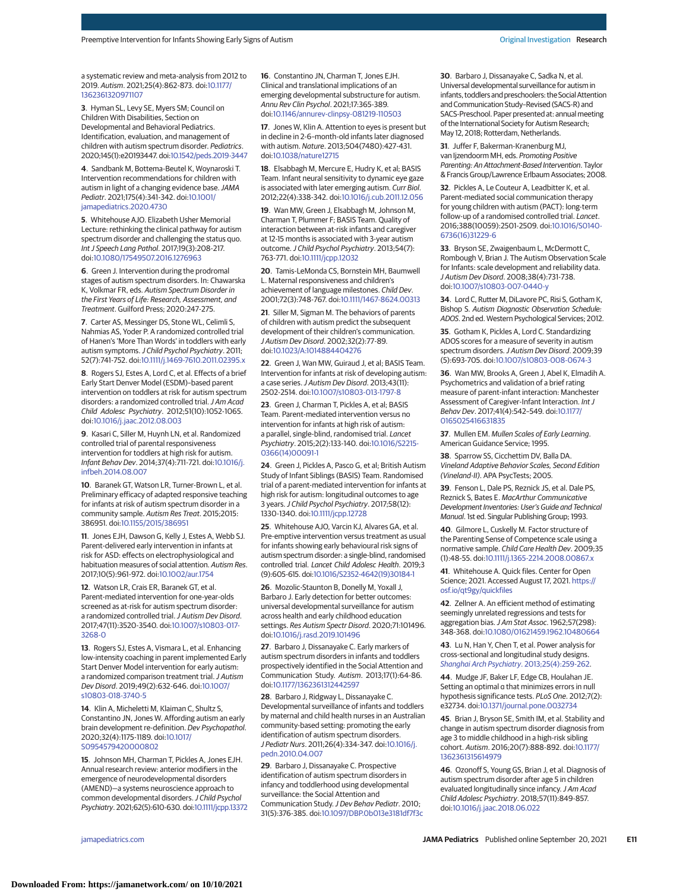a systematic review and meta-analysis from 2012 to 2019. *Autism*. 2021;25(4):862-873. doi:10.1177/1362361320971107

3. Hyman SL, Levy SE, Myers SM; Council on Children With Disabilities, Section on Developmental and Behavioral Pediatrics. Identification, evaluation, and management of children with autism spectrum disorder. *Pediatrics*. 2020;145(1):e20193447. doi:10.1542/peds.2019-3447

4. Sandbank M, Bottema-Beutel K, Woynaroski T. Intervention recommendations for children with autism in light of a changing evidence base. *JAMA Pediatr*. 2021;175(4):341-342. doi:10.1001/jamapediatrics.2020.4730

5. Whitehouse AJO. Elizabeth Usher Memorial Lecture: rethinking the clinical pathway for autism spectrum disorder and challenging the status quo. *Int J Speech Lang Pathol*. 2017;19(3):208-217. doi:10.1080/17549507.2016.1276963

6. Green J. Intervention during the prodromal stages of autism spectrum disorders. In: Chawarska K, Volkmar FR, eds. *Autism Spectrum Disorder in the First Years of Life: Research, Assessment, and Treatment*. Guilford Press; 2020:247-275.

7. Carter AS, Messinger DS, Stone WL, Celimli S, Nahmias AS, Yoder P. A randomized controlled trial of Hanen's 'More Than Words' in toddlers with early autism symptoms. *J Child Psychol Psychiatry*. 2011;52(7):741-752. doi:10.1111/j.1469-7610.2011.02395.x

8. Rogers SJ, Estes A, Lord C, et al. Effects of a brief Early Start Denver Model (ESDM)–based parent intervention on toddlers at risk for autism spectrum disorders: a randomized controlled trial. *J Am Acad Child Adolesc Psychiatry*. 2012;51(10):1052-1065. doi:10.1016/j.jaac.2012.08.003

9. Kasari C, Siller M, Huynh LN, et al. Randomized controlled trial of parental responsiveness intervention for toddlers at high risk for autism. *Infant Behav Dev*. 2014;37(4):711-721. doi:10.1016/j.infbeh.2014.08.007

10. Baranek GT, Watson LR, Turner-Brown L, et al. Preliminary efficacy of adapted responsive teaching for infants at risk of autism spectrum disorder in a community sample. *Autism Res Treat*. 2015;2015:386951. doi:10.1155/2015/386951

11. Jones EJH, Dawson G, Kelly J, Estes A, Webb SJ. Parent-delivered early intervention in infants at risk for ASD: effects on electrophysiological and habituation measures of social attention. *Autism Res*. 2017;10(5):961-972. doi:10.1002/aur.1754

12. Watson LR, Crais ER, Baranek GT, et al. Parent-mediated intervention for one-year-olds screened as at-risk for autism spectrum disorder: a randomized controlled trial. *J Autism Dev Disord*. 2017;47(11):3520-3540. doi:10.1007/s10803-017-3268-0

13. Rogers SJ, Estes A, Vismara L, et al. Enhancing low-intensity coaching in parent implemented Early Start Denver Model intervention for early autism: a randomized comparison treatment trial. *J Autism Dev Disord*. 2019;49(2):632-646. doi:10.1007/s10803-018-3740-5

14. Klin A, Micheletti M, Klaiman C, Shultz S, Constantino JN, Jones W. Affording autism an early brain development re-definition. *Dev Psychopathol*. 2020;32(4):1175-1189. doi:10.1017/S0954579420000802

15. Johnson MH, Charman T, Pickles A, Jones EJH. Annual research review: anterior modifiers in the emergence of neurodevelopmental disorders (AMEND)—a systems neuroscience approach to common developmental disorders. *J Child Psychol Psychiatry*. 2021;62(5):610-630. doi:10.1111/jcpp.13372

16. Constantino JN, Charman T, Jones EJH. Clinical and translational implications of an emerging developmental substructure for autism. *Annu Rev Clin Psychol*. 2021;17:365-389. doi:10.1146/annurev-clinpsy-081219-110503

17. Jones W, Klin A. Attention to eyes is present but in decline in 2-6–month-old infants later diagnosed with autism. *Nature*. 2013;504(7480):427-431. doi:10.1038/nature12715

18. Elsabbagh M, Mercure E, Hudry K, et al; BASIS Team. Infant neural sensitivity to dynamic eye gaze is associated with later emerging autism. *Curr Biol*. 2012;22(4):338-342. doi:10.1016/j.cub.2011.12.056

19. Wan MW, Green J, Elsabbagh M, Johnson M, Charman T, Plummer F; BASIS Team. Quality of interaction between at-risk infants and caregiver at 12-15 months is associated with 3-year autism outcome. *J Child Psychol Psychiatry*. 2013;54(7):763-771. doi:10.1111/jcpp.12032

20. Tamis-LeMonda CS, Bornstein MH, Baumwell L. Maternal responsiveness and children's achievement of language milestones. *Child Dev*. 2001;72(3):748-767. doi:10.1111/1467-8624.00313

21. Siller M, Sigman M. The behaviors of parents of children with autism predict the subsequent development of their children's communication. *J Autism Dev Disord*. 2002;32(2):77-89. doi:10.1023/A:1014884404276

22. Green J, Wan MW, Guiraud J, et al; BASIS Team. Intervention for infants at risk of developing autism: a case series. *J Autism Dev Disord*. 2013;43(11):2502-2514. doi:10.1007/s10803-013-1797-8

23. Green J, Charman T, Pickles A, et al; BASIS Team. Parent-mediated intervention versus no intervention for infants at high risk of autism: a parallel, single-blind, randomised trial. *Lancet Psychiatry*. 2015;2(2):133-140. doi:10.1016/S2215-0366(14)00091-1

24. Green J, Pickles A, Pasco G, et al; British Autism Study of Infant Siblings (BASIS) Team. Randomised trial of a parent-mediated intervention for infants at high risk for autism: longitudinal outcomes to age 3 years. *J Child Psychol Psychiatry*. 2017;58(12):1330-1340. doi:10.1111/jcpp.12728

25. Whitehouse AJO, Varcin KJ, Alvares GA, et al. Pre-emptive intervention versus treatment as usual for infants showing early behavioural risk signs of autism spectrum disorder: a single-blind, randomised controlled trial. *Lancet Child Adolesc Health*. 2019;3(9):605-615. doi:10.1016/S2352-4642(19)30184-1

26. Mozolic-Staunton B, Donelly M, Yoxall J, Barbaro J. Early detection for better outcomes: universal developmental surveillance for autism across health and early childhood education settings. *Res Autism Spectr Disord*. 2020;71:101496. doi:10.1016/j.rasd.2019.101496

27. Barbaro J, Dissanayake C. Early markers of autism spectrum disorders in infants and toddlers prospectively identified in the Social Attention and Communication Study. *Autism*. 2013;17(1):64-86. doi:10.1177/1362361312442597

28. Barbaro J, Ridgway L, Dissanayake C. Developmental surveillance of infants and toddlers by maternal and child health nurses in an Australian community-based setting: promoting the early identification of autism spectrum disorders. *J Pediatr Nurs*. 2011;26(4):334-347. doi:10.1016/j.pedn.2010.04.007

29. Barbaro J, Dissanayake C. Prospective identification of autism spectrum disorders in infancy and toddlerhood using developmental surveillance: the Social Attention and Communication Study. *J Dev Behav Pediatr*. 2010;31(5):376-385. doi:10.1097/DBP.0b013e3181df7f3c

30. Barbaro J, Dissanayake C, Sadka N, et al. Universal developmental surveillance for autism in infants, toddlers and preschoolers: the Social Attention and Communication Study–Revised (SACS-R) and SACS-Preschool. Paper presented at: annual meeting of the International Society for Autism Research; May 12, 2018; Rotterdam, Netherlands.

31. Juffer F, Bakerman-Kranenburg MJ, van Ijzendoorn MH, eds. *Promoting Positive Parenting: An Attachment-Based Intervention*. Taylor & Francis Group/Lawrence Erlbaum Associates; 2008.

32. Pickles A, Le Couteur A, Leadbitter K, et al. Parent-mediated social communication therapy for young children with autism (PACT): long-term follow-up of a randomised controlled trial. *Lancet*. 2016;388(10059):2501-2509. doi:10.1016/S0140-6736(16)31229-6

33. Bryson SE, Zwaigenbaum L, McDermott C, Rombough V, Brian J. The Autism Observation Scale for Infants: scale development and reliability data. *J Autism Dev Disord*. 2008;38(4):731-738. doi:10.1007/s10803-007-0440-y

34. Lord C, Rutter M, DiLavore PC, Risi S, Gotham K, Bishop S. *Autism Diagnostic Observation Schedule: ADOS*. 2nd ed. Western Psychological Services; 2012.

35. Gotham K, Pickles A, Lord C. Standardizing ADOS scores for a measure of severity in autism spectrum disorders. *J Autism Dev Disord*. 2009;39(5):693-705. doi:10.1007/s10803-008-0674-3

36. Wan MW, Brooks A, Green J, Abel K, Elmadih A. Psychometrics and validation of a brief rating measure of parent-infant interaction: Manchester Assessment of Caregiver-Infant Interaction. *Int J Behav Dev*. 2017;41(4):542–549. doi:10.1177/0165025416631835

37. Mullen EM. *Mullen Scales of Early Learning*. American Guidance Service; 1995.

38. Sparrow SS, Cicchettim DV, Balla DA. *Vineland Adaptive Behavior Scales, Second Edition (Vineland-II)*. APA PsycTests; 2005.

39. Fenson L, Dale PS, Reznick JS, et al. Dale PS, Reznick S, Bates E. *MacArthur Communicative Development Inventories: User's Guide and Technical Manual*. 1st ed. Singular Publishing Group; 1993.

40. Gilmore L, Cuskelly M. Factor structure of the Parenting Sense of Competence scale using a normative sample. *Child Care Health Dev*. 2009;35(1):48-55. doi:10.1111/j.1365-2214.2008.00867.x

41. Whitehouse A. Quick files. Center for Open Science; 2021. Accessed August 17, 2021. https://osf.io/qt9gy/quickfiles

42. Zellner A. An efficient method of estimating seemingly unrelated regressions and tests for aggregation bias. *J Am Stat Assoc*. 1962;57(298):348-368. doi:10.1080/01621459.1962.10480664

43. Lu N, Han Y, Chen T, et al. Power analysis for cross-sectional and longitudinal study designs. *Shanghai Arch Psychiatry*. 2013;25(4):259-262.

44. Mudge JF, Baker LF, Edge CB, Houlahan JE. Setting an optimal α that minimizes errors in null hypothesis significance tests. *PLoS One*. 2012;7(2):e32734. doi:10.1371/journal.pone.0032734

45. Brian J, Bryson SE, Smith IM, et al. Stability and change in autism spectrum disorder diagnosis from age 3 to middle childhood in a high-risk sibling cohort. *Autism*. 2016;20(7):888-892. doi:10.1177/1362361315614979

46. Ozonoff S, Young GS, Brian J, et al. Diagnosis of autism spectrum disorder after age 5 in children evaluated longitudinally since infancy. *J Am Acad Child Adolesc Psychiatry*. 2018;57(11):849-857. doi:10.1016/j.jaac.2018.06.022